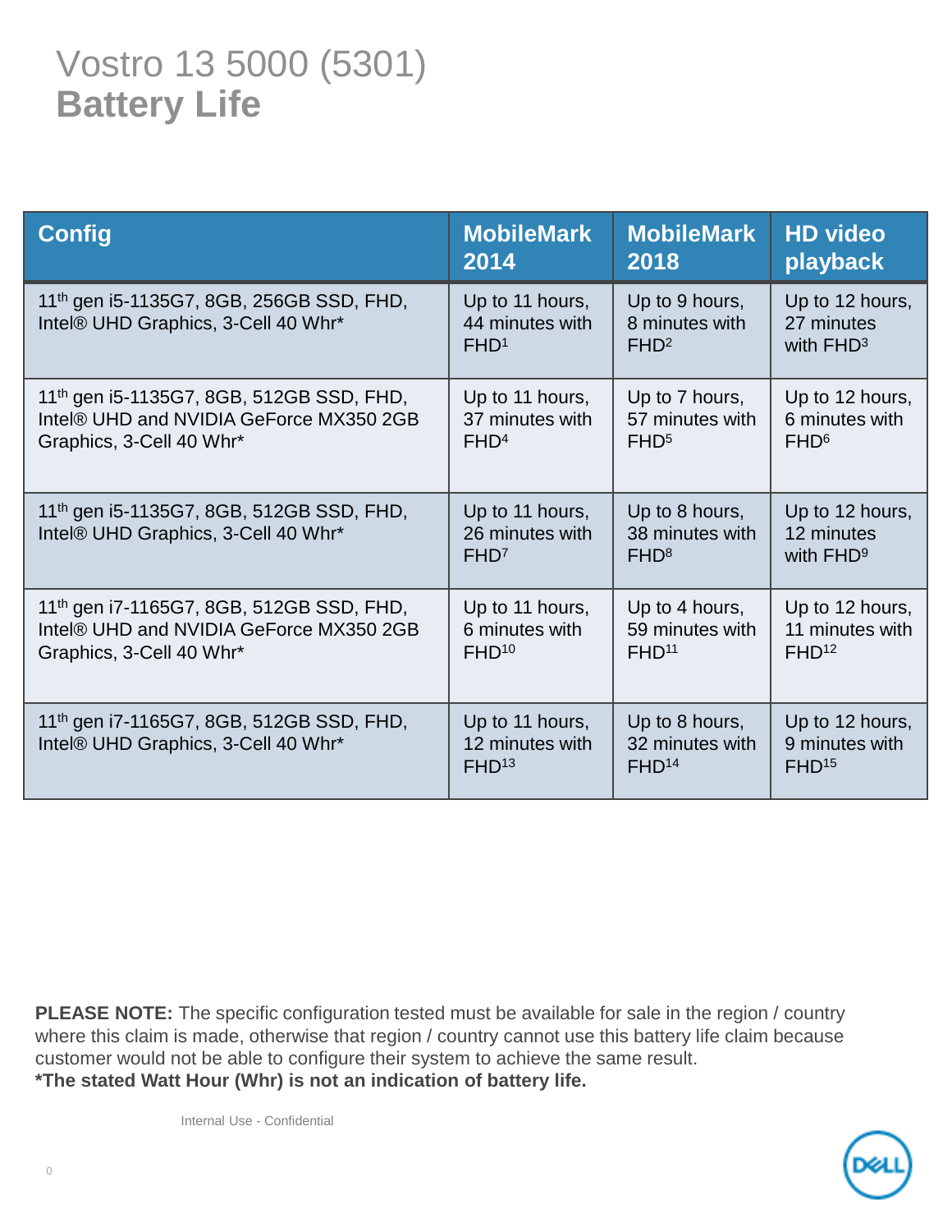# Vostro 13 5000 (5301)
## Battery Life

| Config | MobileMark 2014 | MobileMark 2018 | HD video playback |
|---|---|---|---|
| 11th gen i5-1135G7, 8GB, 256GB SSD, FHD, Intel® UHD Graphics, 3-Cell 40 Whr* | Up to 11 hours, 44 minutes with FHD[1] | Up to 9 hours, 8 minutes with FHD[2] | Up to 12 hours, 27 minutes with FHD[3] |
| 11th gen i5-1135G7, 8GB, 512GB SSD, FHD, Intel® UHD and NVIDIA GeForce MX350 2GB Graphics, 3-Cell 40 Whr* | Up to 11 hours, 37 minutes with FHD[4] | Up to 7 hours, 57 minutes with FHD[5] | Up to 12 hours, 6 minutes with FHD[6] |
| 11th gen i5-1135G7, 8GB, 512GB SSD, FHD, Intel® UHD Graphics, 3-Cell 40 Whr* | Up to 11 hours, 26 minutes with FHD[7] | Up to 8 hours, 38 minutes with FHD[8] | Up to 12 hours, 12 minutes with FHD[9] |
| 11th gen i7-1165G7, 8GB, 512GB SSD, FHD, Intel® UHD and NVIDIA GeForce MX350 2GB Graphics, 3-Cell 40 Whr* | Up to 11 hours, 6 minutes with FHD[10] | Up to 4 hours, 59 minutes with FHD[11] | Up to 12 hours, 11 minutes with FHD[12] |
| 11th gen i7-1165G7, 8GB, 512GB SSD, FHD, Intel® UHD Graphics, 3-Cell 40 Whr* | Up to 11 hours, 12 minutes with FHD[13] | Up to 8 hours, 32 minutes with FHD[14] | Up to 12 hours, 9 minutes with FHD[15] |

**PLEASE NOTE:** The specific configuration tested must be available for sale in the region / country where this claim is made, otherwise that region / country cannot use this battery life claim because customer would not be able to configure their system to achieve the same result.
**\*The stated Watt Hour (Whr) is not an indication of battery life.**

Internal Use - Confidential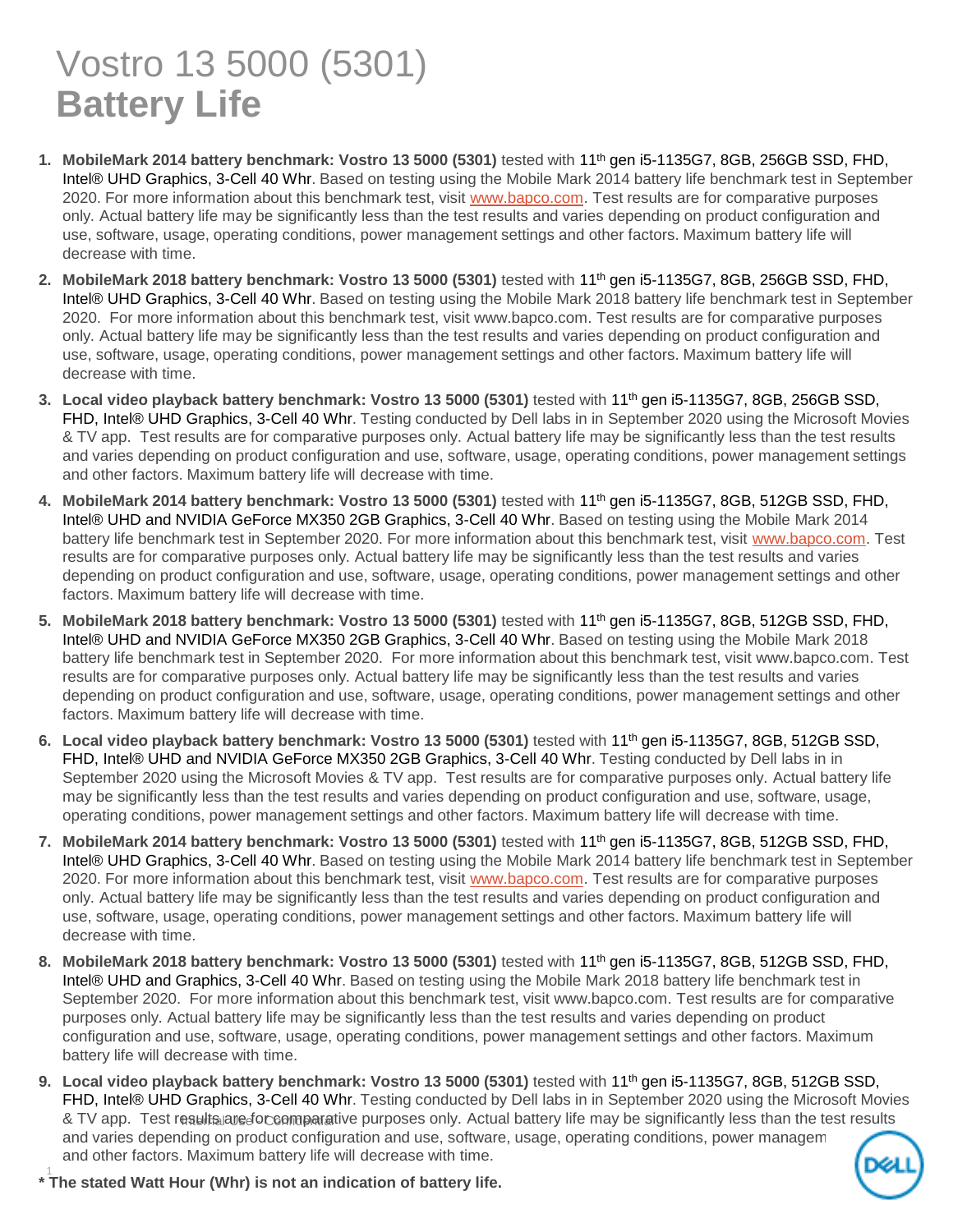# Vostro 13 5000 (5301) **Battery Life**

1. **MobileMark 2014 battery benchmark: Vostro 13 5000 (5301)** tested with 11th gen i5-1135G7, 8GB, 256GB SSD, FHD, Intel® UHD Graphics, 3-Cell 40 Whr. Based on testing using the Mobile Mark 2014 battery life benchmark test in September 2020. For more information about this benchmark test, visit www.bapco.com. Test results are for comparative purposes only. Actual battery life may be significantly less than the test results and varies depending on product configuration and use, software, usage, operating conditions, power management settings and other factors. Maximum battery life will decrease with time.
2. **MobileMark 2018 battery benchmark: Vostro 13 5000 (5301)** tested with 11th gen i5-1135G7, 8GB, 256GB SSD, FHD, Intel® UHD Graphics, 3-Cell 40 Whr. Based on testing using the Mobile Mark 2018 battery life benchmark test in September 2020. For more information about this benchmark test, visit www.bapco.com. Test results are for comparative purposes only. Actual battery life may be significantly less than the test results and varies depending on product configuration and use, software, usage, operating conditions, power management settings and other factors. Maximum battery life will decrease with time.
3. **Local video playback battery benchmark: Vostro 13 5000 (5301)** tested with 11th gen i5-1135G7, 8GB, 256GB SSD, FHD, Intel® UHD Graphics, 3-Cell 40 Whr. Testing conducted by Dell labs in in September 2020 using the Microsoft Movies & TV app. Test results are for comparative purposes only. Actual battery life may be significantly less than the test results and varies depending on product configuration and use, software, usage, operating conditions, power management settings and other factors. Maximum battery life will decrease with time.
4. **MobileMark 2014 battery benchmark: Vostro 13 5000 (5301)** tested with 11th gen i5-1135G7, 8GB, 512GB SSD, FHD, Intel® UHD and NVIDIA GeForce MX350 2GB Graphics, 3-Cell 40 Whr. Based on testing using the Mobile Mark 2014 battery life benchmark test in September 2020. For more information about this benchmark test, visit www.bapco.com. Test results are for comparative purposes only. Actual battery life may be significantly less than the test results and varies depending on product configuration and use, software, usage, operating conditions, power management settings and other factors. Maximum battery life will decrease with time.
5. **MobileMark 2018 battery benchmark: Vostro 13 5000 (5301)** tested with 11th gen i5-1135G7, 8GB, 512GB SSD, FHD, Intel® UHD and NVIDIA GeForce MX350 2GB Graphics, 3-Cell 40 Whr. Based on testing using the Mobile Mark 2018 battery life benchmark test in September 2020. For more information about this benchmark test, visit www.bapco.com. Test results are for comparative purposes only. Actual battery life may be significantly less than the test results and varies depending on product configuration and use, software, usage, operating conditions, power management settings and other factors. Maximum battery life will decrease with time.
6. **Local video playback battery benchmark: Vostro 13 5000 (5301)** tested with 11th gen i5-1135G7, 8GB, 512GB SSD, FHD, Intel® UHD and NVIDIA GeForce MX350 2GB Graphics, 3-Cell 40 Whr. Testing conducted by Dell labs in in September 2020 using the Microsoft Movies & TV app. Test results are for comparative purposes only. Actual battery life may be significantly less than the test results and varies depending on product configuration and use, software, usage, operating conditions, power management settings and other factors. Maximum battery life will decrease with time.
7. **MobileMark 2014 battery benchmark: Vostro 13 5000 (5301)** tested with 11th gen i5-1135G7, 8GB, 512GB SSD, FHD, Intel® UHD Graphics, 3-Cell 40 Whr. Based on testing using the Mobile Mark 2014 battery life benchmark test in September 2020. For more information about this benchmark test, visit www.bapco.com. Test results are for comparative purposes only. Actual battery life may be significantly less than the test results and varies depending on product configuration and use, software, usage, operating conditions, power management settings and other factors. Maximum battery life will decrease with time.
8. **MobileMark 2018 battery benchmark: Vostro 13 5000 (5301)** tested with 11th gen i5-1135G7, 8GB, 512GB SSD, FHD, Intel® UHD and Graphics, 3-Cell 40 Whr. Based on testing using the Mobile Mark 2018 battery life benchmark test in September 2020. For more information about this benchmark test, visit www.bapco.com. Test results are for comparative purposes only. Actual battery life may be significantly less than the test results and varies depending on product configuration and use, software, usage, operating conditions, power management settings and other factors. Maximum battery life will decrease with time.
9. **Local video playback battery benchmark: Vostro 13 5000 (5301)** tested with 11th gen i5-1135G7, 8GB, 512GB SSD, FHD, Intel® UHD Graphics, 3-Cell 40 Whr. Testing conducted by Dell labs in in September 2020 using the Microsoft Movies & TV app. Test results are for comparative purposes only. Actual battery life may be significantly less than the test results and varies depending on product configuration and use, software, usage, operating conditions, power managem and other factors. Maximum battery life will decrease with time.

**\* The stated Watt Hour (Whr) is not an indication of battery life.**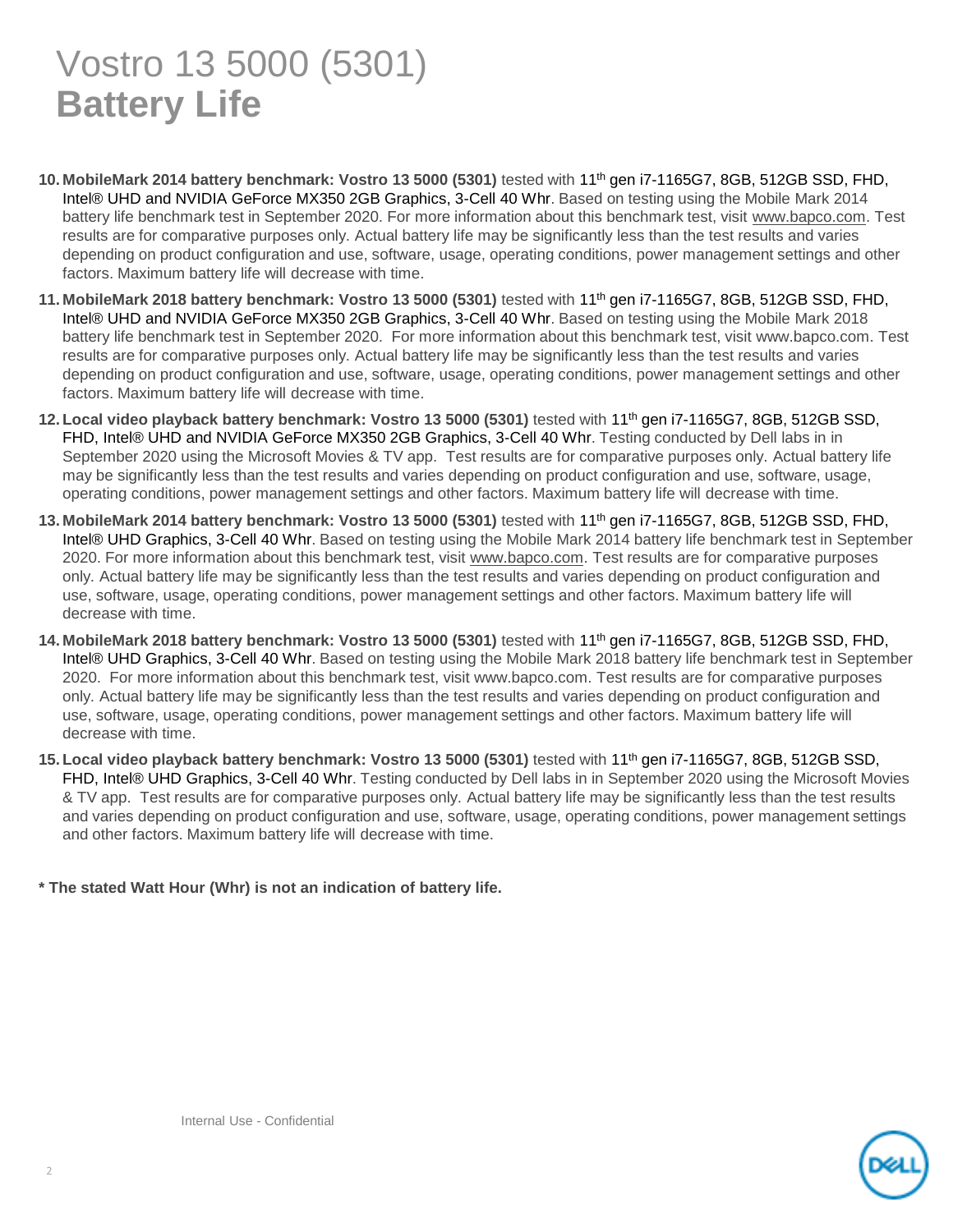# Vostro 13 5000 (5301)
## Battery Life

10. **MobileMark 2014 battery benchmark: Vostro 13 5000 (5301)** tested with 11th gen i7-1165G7, 8GB, 512GB SSD, FHD, Intel® UHD and NVIDIA GeForce MX350 2GB Graphics, 3-Cell 40 Whr. Based on testing using the Mobile Mark 2014 battery life benchmark test in September 2020. For more information about this benchmark test, visit www.bapco.com. Test results are for comparative purposes only. Actual battery life may be significantly less than the test results and varies depending on product configuration and use, software, usage, operating conditions, power management settings and other factors. Maximum battery life will decrease with time.
11. **MobileMark 2018 battery benchmark: Vostro 13 5000 (5301)** tested with 11th gen i7-1165G7, 8GB, 512GB SSD, FHD, Intel® UHD and NVIDIA GeForce MX350 2GB Graphics, 3-Cell 40 Whr. Based on testing using the Mobile Mark 2018 battery life benchmark test in September 2020. For more information about this benchmark test, visit www.bapco.com. Test results are for comparative purposes only. Actual battery life may be significantly less than the test results and varies depending on product configuration and use, software, usage, operating conditions, power management settings and other factors. Maximum battery life will decrease with time.
12. **Local video playback battery benchmark: Vostro 13 5000 (5301)** tested with 11th gen i7-1165G7, 8GB, 512GB SSD, FHD, Intel® UHD and NVIDIA GeForce MX350 2GB Graphics, 3-Cell 40 Whr. Testing conducted by Dell labs in in September 2020 using the Microsoft Movies & TV app. Test results are for comparative purposes only. Actual battery life may be significantly less than the test results and varies depending on product configuration and use, software, usage, operating conditions, power management settings and other factors. Maximum battery life will decrease with time.
13. **MobileMark 2014 battery benchmark: Vostro 13 5000 (5301)** tested with 11th gen i7-1165G7, 8GB, 512GB SSD, FHD, Intel® UHD Graphics, 3-Cell 40 Whr. Based on testing using the Mobile Mark 2014 battery life benchmark test in September 2020. For more information about this benchmark test, visit www.bapco.com. Test results are for comparative purposes only. Actual battery life may be significantly less than the test results and varies depending on product configuration and use, software, usage, operating conditions, power management settings and other factors. Maximum battery life will decrease with time.
14. **MobileMark 2018 battery benchmark: Vostro 13 5000 (5301)** tested with 11th gen i7-1165G7, 8GB, 512GB SSD, FHD, Intel® UHD Graphics, 3-Cell 40 Whr. Based on testing using the Mobile Mark 2018 battery life benchmark test in September 2020. For more information about this benchmark test, visit www.bapco.com. Test results are for comparative purposes only. Actual battery life may be significantly less than the test results and varies depending on product configuration and use, software, usage, operating conditions, power management settings and other factors. Maximum battery life will decrease with time.
15. **Local video playback battery benchmark: Vostro 13 5000 (5301)** tested with 11th gen i7-1165G7, 8GB, 512GB SSD, FHD, Intel® UHD Graphics, 3-Cell 40 Whr. Testing conducted by Dell labs in in September 2020 using the Microsoft Movies & TV app. Test results are for comparative purposes only. Actual battery life may be significantly less than the test results and varies depending on product configuration and use, software, usage, operating conditions, power management settings and other factors. Maximum battery life will decrease with time.

**\* The stated Watt Hour (Whr) is not an indication of battery life.**

Internal Use - Confidential